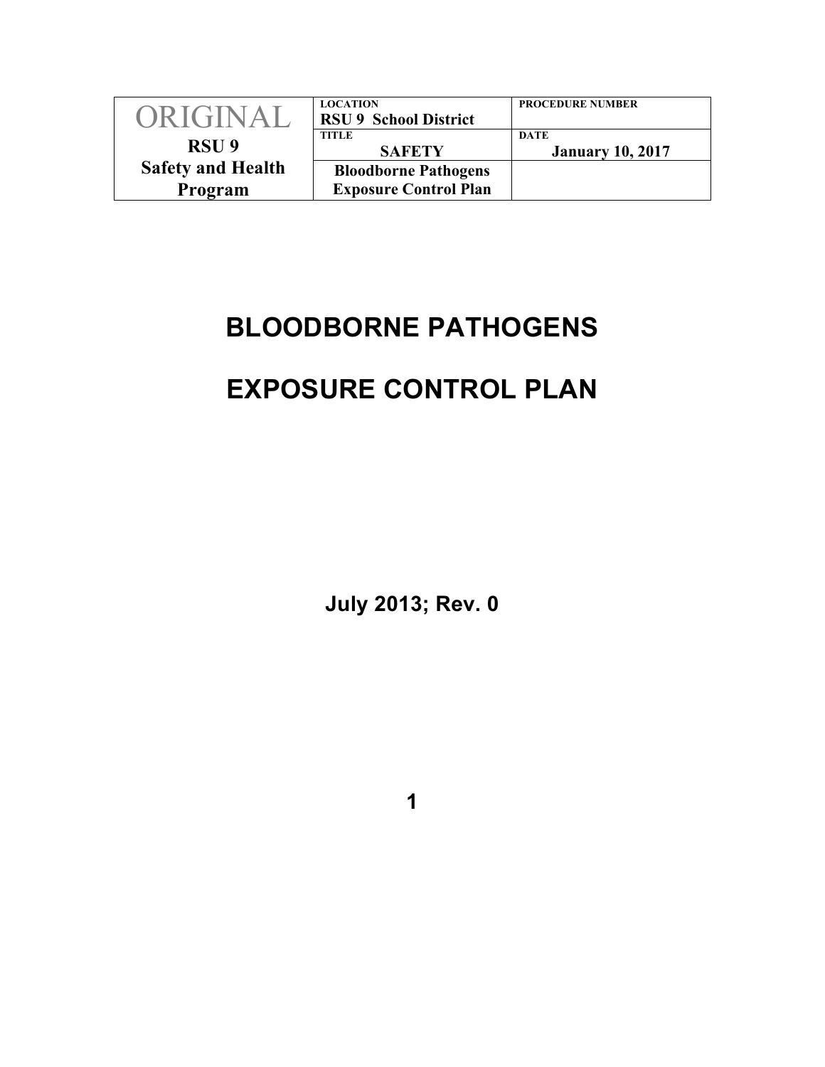| ORIGINAL | LOCATION<br>**RSU 9 School District** | PROCEDURE NUMBER |
|---|---|---|
| **RSU 9** | TITLE<br>**SAFETY** | DATE<br>**January 10, 2017** |
| **Safety and Health Program** | **Bloodborne Pathogens Exposure Control Plan** | |

# BLOODBORNE PATHOGENS

# EXPOSURE CONTROL PLAN

**July 2013; Rev. 0**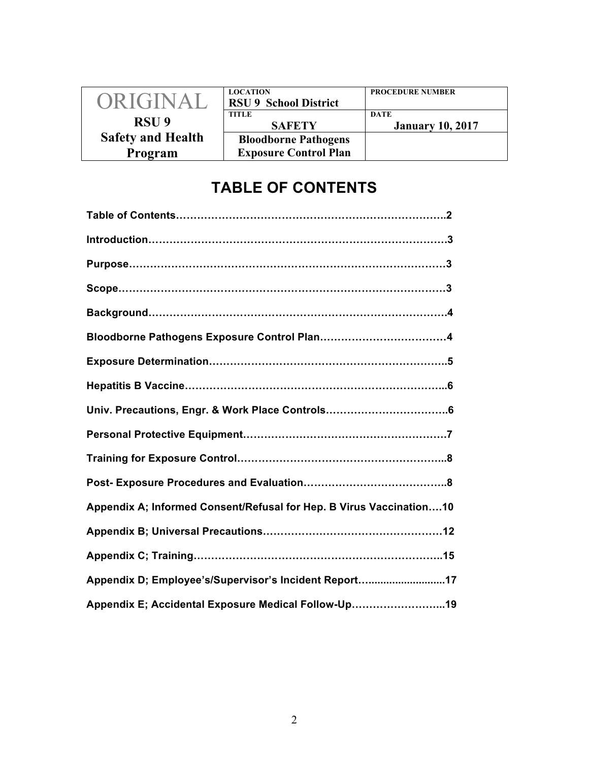| ORIGINAL<br>RSU 9<br>Safety and Health Program | LOCATION<br>**RSU 9 School District** | PROCEDURE NUMBER |
| --- | --- | --- |
| | TITLE<br>**SAFETY** | DATE<br>**January 10, 2017** |
| | **Bloodborne Pathogens Exposure Control Plan** | |

# TABLE OF CONTENTS

**Table of Contents……………………………………………………………………..2**

**Introduction…………………………………………………………………………3**

**Purpose………………………………………………………………………………3**

**Scope…………………………………………………………………………………3**

**Background…………………………………………………………………………4**

**Bloodborne Pathogens Exposure Control Plan………………………………4**

**Exposure Determination…………………………………………………………..5**

**Hepatitis B Vaccine………………………………………………………………..6**

**Univ. Precautions, Engr. & Work Place Controls……………………………..6**

**Personal Protective Equipment…………………………………………………7**

**Training for Exposure Control…………………………………………………..8**

**Post- Exposure Procedures and Evaluation…………………………………..8**

**Appendix A; Informed Consent/Refusal for Hep. B Virus Vaccination….10**

**Appendix B; Universal Precautions……………………………………………12**

**Appendix C; Training……………………………………………………………..15**

**Appendix D; Employee's/Supervisor's Incident Report…..........................17**

**Appendix E; Accidental Exposure Medical Follow-Up……………………...19**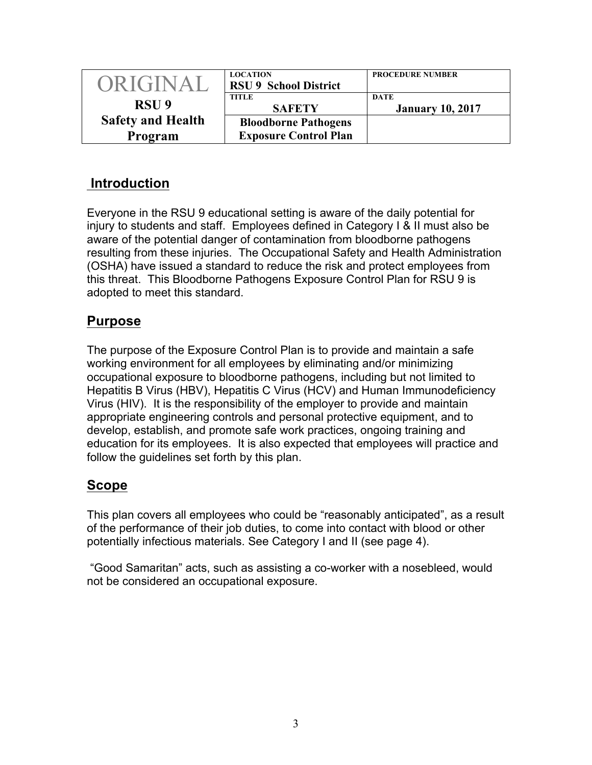| ORIGINAL RSU 9 Safety and Health Program | LOCATION **RSU 9 School District** | PROCEDURE NUMBER |
| --- | --- | --- |
| | TITLE **SAFETY** | DATE **January 10, 2017** |
| | **Bloodborne Pathogens Exposure Control Plan** | |

## Introduction

Everyone in the RSU 9 educational setting is aware of the daily potential for injury to students and staff. Employees defined in Category I & II must also be aware of the potential danger of contamination from bloodborne pathogens resulting from these injuries. The Occupational Safety and Health Administration (OSHA) have issued a standard to reduce the risk and protect employees from this threat. This Bloodborne Pathogens Exposure Control Plan for RSU 9 is adopted to meet this standard.

## Purpose

The purpose of the Exposure Control Plan is to provide and maintain a safe working environment for all employees by eliminating and/or minimizing occupational exposure to bloodborne pathogens, including but not limited to Hepatitis B Virus (HBV), Hepatitis C Virus (HCV) and Human Immunodeficiency Virus (HIV). It is the responsibility of the employer to provide and maintain appropriate engineering controls and personal protective equipment, and to develop, establish, and promote safe work practices, ongoing training and education for its employees. It is also expected that employees will practice and follow the guidelines set forth by this plan.

## Scope

This plan covers all employees who could be "reasonably anticipated", as a result of the performance of their job duties, to come into contact with blood or other potentially infectious materials. See Category I and II (see page 4).

"Good Samaritan" acts, such as assisting a co-worker with a nosebleed, would not be considered an occupational exposure.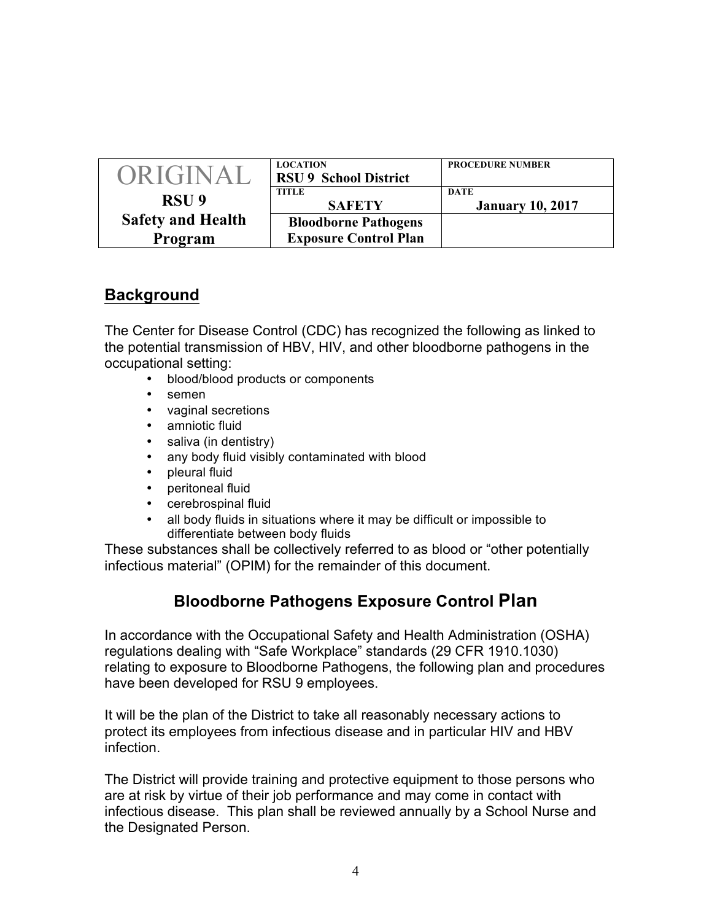| ORIGINAL<br>**RSU 9**<br>**Safety and Health Program** | LOCATION<br>**RSU 9 School District** | PROCEDURE NUMBER |
| --- | --- | --- |
| | TITLE<br>**SAFETY** | DATE<br>**January 10, 2017** |
| | **Bloodborne Pathogens Exposure Control Plan** | |

## Background

The Center for Disease Control (CDC) has recognized the following as linked to the potential transmission of HBV, HIV, and other bloodborne pathogens in the occupational setting:

- blood/blood products or components
- semen
- vaginal secretions
- amniotic fluid
- saliva (in dentistry)
- any body fluid visibly contaminated with blood
- pleural fluid
- peritoneal fluid
- cerebrospinal fluid
- all body fluids in situations where it may be difficult or impossible to differentiate between body fluids

These substances shall be collectively referred to as blood or "other potentially infectious material" (OPIM) for the remainder of this document.

## Bloodborne Pathogens Exposure Control Plan

In accordance with the Occupational Safety and Health Administration (OSHA) regulations dealing with "Safe Workplace" standards (29 CFR 1910.1030) relating to exposure to Bloodborne Pathogens, the following plan and procedures have been developed for RSU 9 employees.

It will be the plan of the District to take all reasonably necessary actions to protect its employees from infectious disease and in particular HIV and HBV infection.

The District will provide training and protective equipment to those persons who are at risk by virtue of their job performance and may come in contact with infectious disease. This plan shall be reviewed annually by a School Nurse and the Designated Person.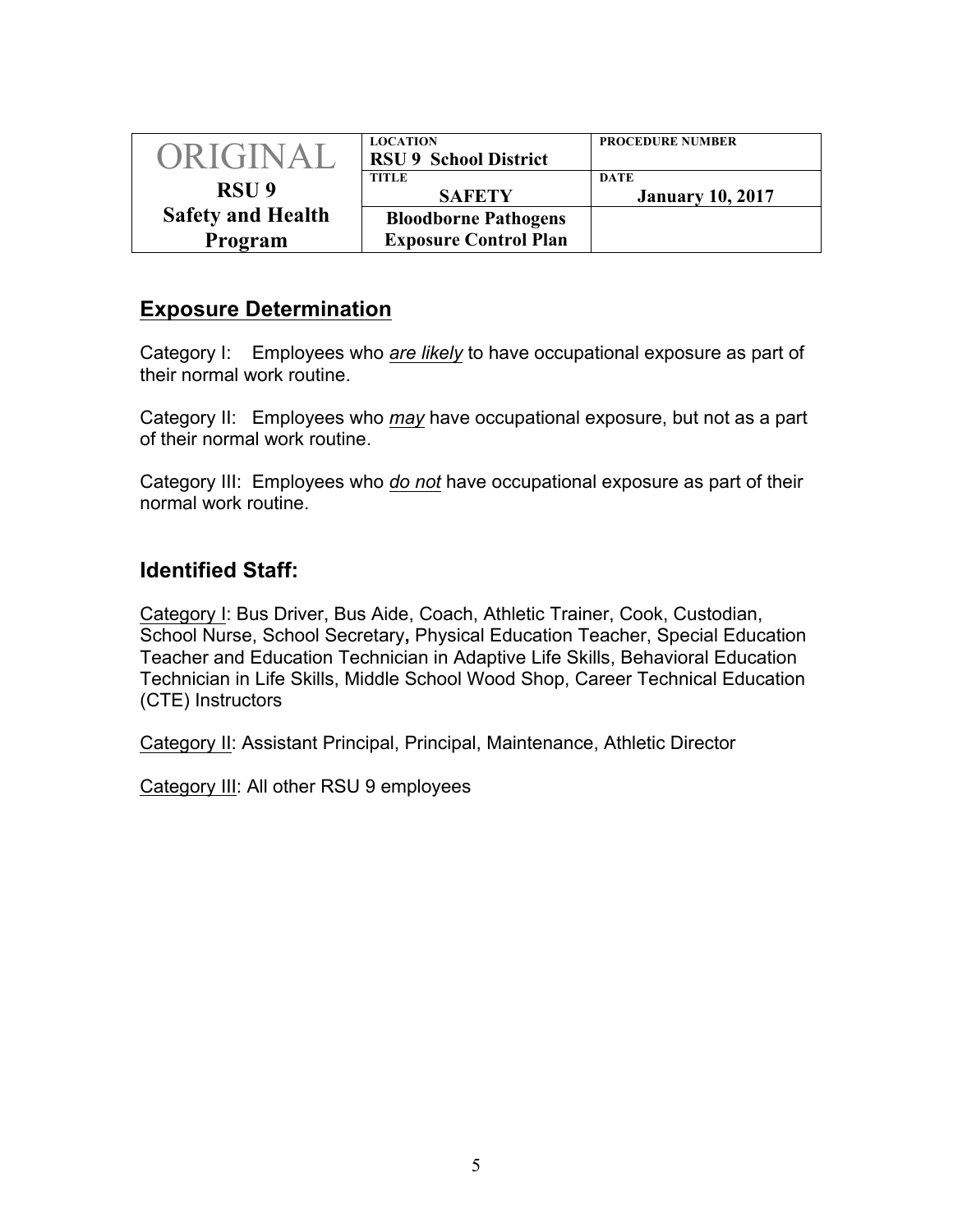| ORIGINAL<br>**RSU 9**<br>**Safety and Health Program** | LOCATION<br>**RSU 9 School District** | PROCEDURE NUMBER |
|---|---|---|
| | TITLE<br>**SAFETY** | DATE<br>**January 10, 2017** |
| | **Bloodborne Pathogens Exposure Control Plan** | |

## Exposure Determination

Category I: Employees who *are likely* to have occupational exposure as part of their normal work routine.

Category II: Employees who *may* have occupational exposure, but not as a part of their normal work routine.

Category III: Employees who *do not* have occupational exposure as part of their normal work routine.

## Identified Staff:

Category I: Bus Driver, Bus Aide, Coach, Athletic Trainer, Cook, Custodian, School Nurse, School Secretary**,** Physical Education Teacher, Special Education Teacher and Education Technician in Adaptive Life Skills, Behavioral Education Technician in Life Skills, Middle School Wood Shop, Career Technical Education (CTE) Instructors

Category II: Assistant Principal, Principal, Maintenance, Athletic Director

Category III: All other RSU 9 employees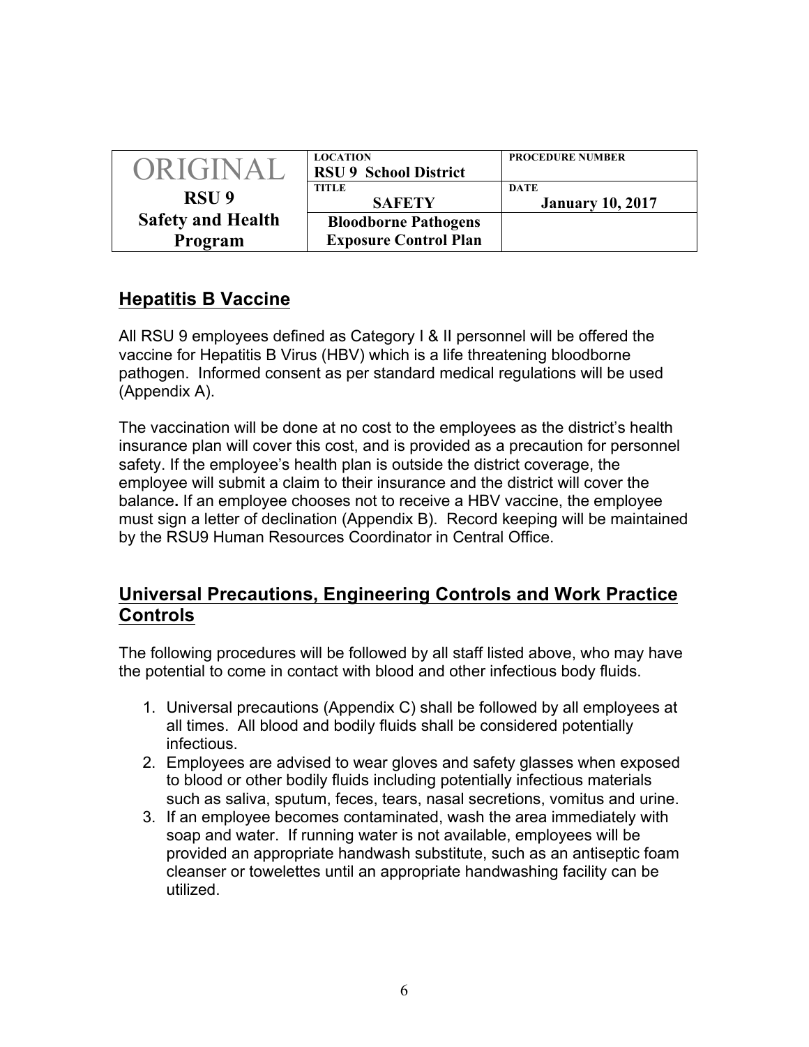## Hepatitis B Vaccine

All RSU 9 employees defined as Category I & II personnel will be offered the vaccine for Hepatitis B Virus (HBV) which is a life threatening bloodborne pathogen. Informed consent as per standard medical regulations will be used (Appendix A).

The vaccination will be done at no cost to the employees as the district's health insurance plan will cover this cost, and is provided as a precaution for personnel safety. If the employee's health plan is outside the district coverage, the employee will submit a claim to their insurance and the district will cover the balance**.** If an employee chooses not to receive a HBV vaccine, the employee must sign a letter of declination (Appendix B). Record keeping will be maintained by the RSU9 Human Resources Coordinator in Central Office.

## Universal Precautions, Engineering Controls and Work Practice Controls

The following procedures will be followed by all staff listed above, who may have the potential to come in contact with blood and other infectious body fluids.

1. Universal precautions (Appendix C) shall be followed by all employees at all times. All blood and bodily fluids shall be considered potentially infectious.
2. Employees are advised to wear gloves and safety glasses when exposed to blood or other bodily fluids including potentially infectious materials such as saliva, sputum, feces, tears, nasal secretions, vomitus and urine.
3. If an employee becomes contaminated, wash the area immediately with soap and water. If running water is not available, employees will be provided an appropriate handwash substitute, such as an antiseptic foam cleanser or towelettes until an appropriate handwashing facility can be utilized.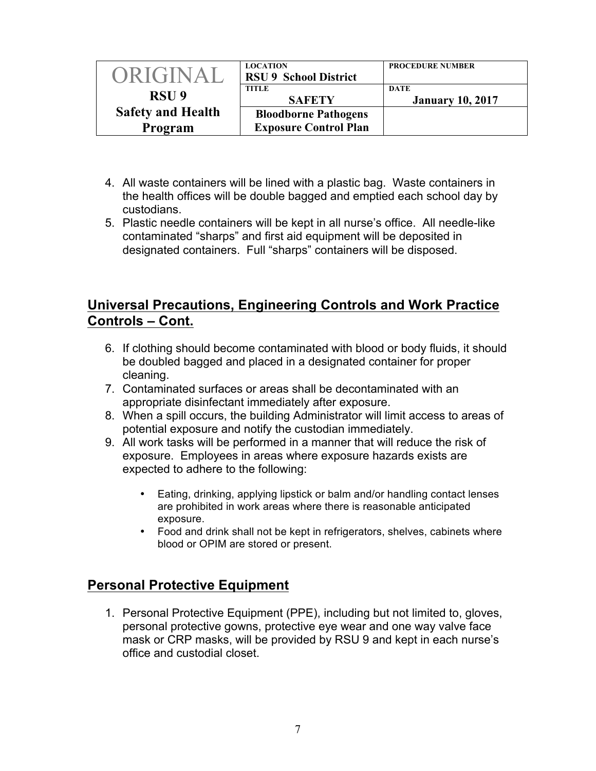4. All waste containers will be lined with a plastic bag. Waste containers in the health offices will be double bagged and emptied each school day by custodians.
5. Plastic needle containers will be kept in all nurse's office. All needle-like contaminated "sharps" and first aid equipment will be deposited in designated containers. Full "sharps" containers will be disposed.

## Universal Precautions, Engineering Controls and Work Practice Controls – Cont.

6. If clothing should become contaminated with blood or body fluids, it should be doubled bagged and placed in a designated container for proper cleaning.
7. Contaminated surfaces or areas shall be decontaminated with an appropriate disinfectant immediately after exposure.
8. When a spill occurs, the building Administrator will limit access to areas of potential exposure and notify the custodian immediately.
9. All work tasks will be performed in a manner that will reduce the risk of exposure. Employees in areas where exposure hazards exists are expected to adhere to the following:

    - Eating, drinking, applying lipstick or balm and/or handling contact lenses are prohibited in work areas where there is reasonable anticipated exposure.
    - Food and drink shall not be kept in refrigerators, shelves, cabinets where blood or OPIM are stored or present.

## Personal Protective Equipment

1. Personal Protective Equipment (PPE), including but not limited to, gloves, personal protective gowns, protective eye wear and one way valve face mask or CRP masks, will be provided by RSU 9 and kept in each nurse's office and custodial closet.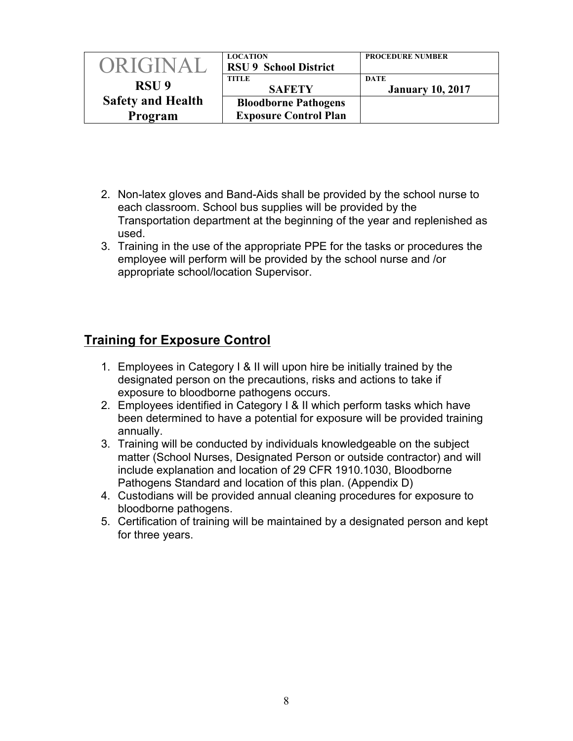2. Non-latex gloves and Band-Aids shall be provided by the school nurse to each classroom. School bus supplies will be provided by the Transportation department at the beginning of the year and replenished as used.
3. Training in the use of the appropriate PPE for the tasks or procedures the employee will perform will be provided by the school nurse and /or appropriate school/location Supervisor.

## Training for Exposure Control

1. Employees in Category I & II will upon hire be initially trained by the designated person on the precautions, risks and actions to take if exposure to bloodborne pathogens occurs.
2. Employees identified in Category I & II which perform tasks which have been determined to have a potential for exposure will be provided training annually.
3. Training will be conducted by individuals knowledgeable on the subject matter (School Nurses, Designated Person or outside contractor) and will include explanation and location of 29 CFR 1910.1030, Bloodborne Pathogens Standard and location of this plan. (Appendix D)
4. Custodians will be provided annual cleaning procedures for exposure to bloodborne pathogens.
5. Certification of training will be maintained by a designated person and kept for three years.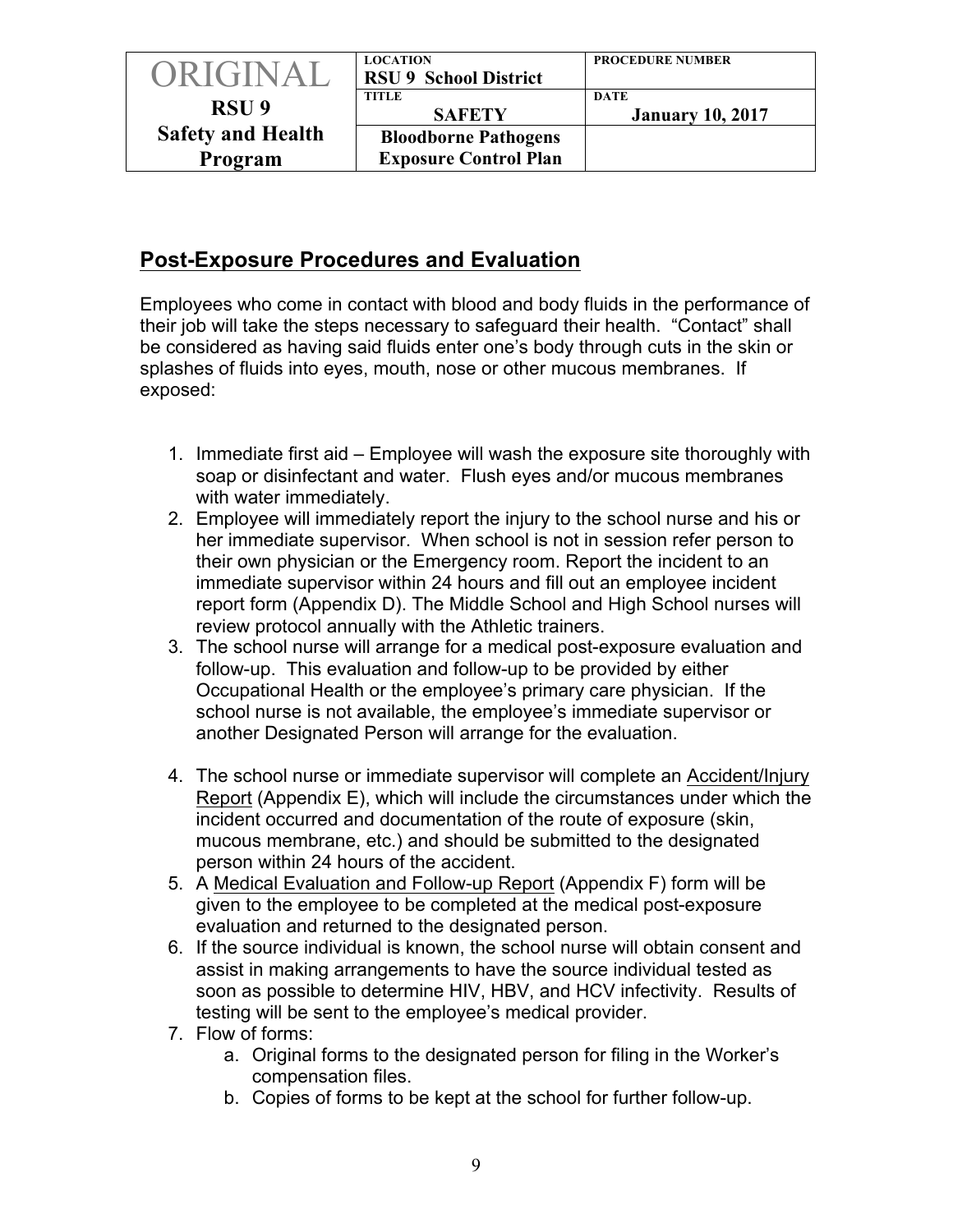| ORIGINAL<br>**RSU 9**<br>**Safety and Health Program** | LOCATION<br>**RSU 9 School District** | PROCEDURE NUMBER |
| --- | --- | --- |
| | TITLE<br>**SAFETY** | DATE<br>**January 10, 2017** |
| | **Bloodborne Pathogens Exposure Control Plan** | |

## Post-Exposure Procedures and Evaluation

Employees who come in contact with blood and body fluids in the performance of their job will take the steps necessary to safeguard their health. "Contact" shall be considered as having said fluids enter one's body through cuts in the skin or splashes of fluids into eyes, mouth, nose or other mucous membranes. If exposed:

1. Immediate first aid – Employee will wash the exposure site thoroughly with soap or disinfectant and water. Flush eyes and/or mucous membranes with water immediately.
2. Employee will immediately report the injury to the school nurse and his or her immediate supervisor. When school is not in session refer person to their own physician or the Emergency room. Report the incident to an immediate supervisor within 24 hours and fill out an employee incident report form (Appendix D). The Middle School and High School nurses will review protocol annually with the Athletic trainers.
3. The school nurse will arrange for a medical post-exposure evaluation and follow-up. This evaluation and follow-up to be provided by either Occupational Health or the employee's primary care physician. If the school nurse is not available, the employee's immediate supervisor or another Designated Person will arrange for the evaluation.
4. The school nurse or immediate supervisor will complete an Accident/Injury Report (Appendix E), which will include the circumstances under which the incident occurred and documentation of the route of exposure (skin, mucous membrane, etc.) and should be submitted to the designated person within 24 hours of the accident.
5. A Medical Evaluation and Follow-up Report (Appendix F) form will be given to the employee to be completed at the medical post-exposure evaluation and returned to the designated person.
6. If the source individual is known, the school nurse will obtain consent and assist in making arrangements to have the source individual tested as soon as possible to determine HIV, HBV, and HCV infectivity. Results of testing will be sent to the employee's medical provider.
7. Flow of forms:
   a. Original forms to the designated person for filing in the Worker's compensation files.
   b. Copies of forms to be kept at the school for further follow-up.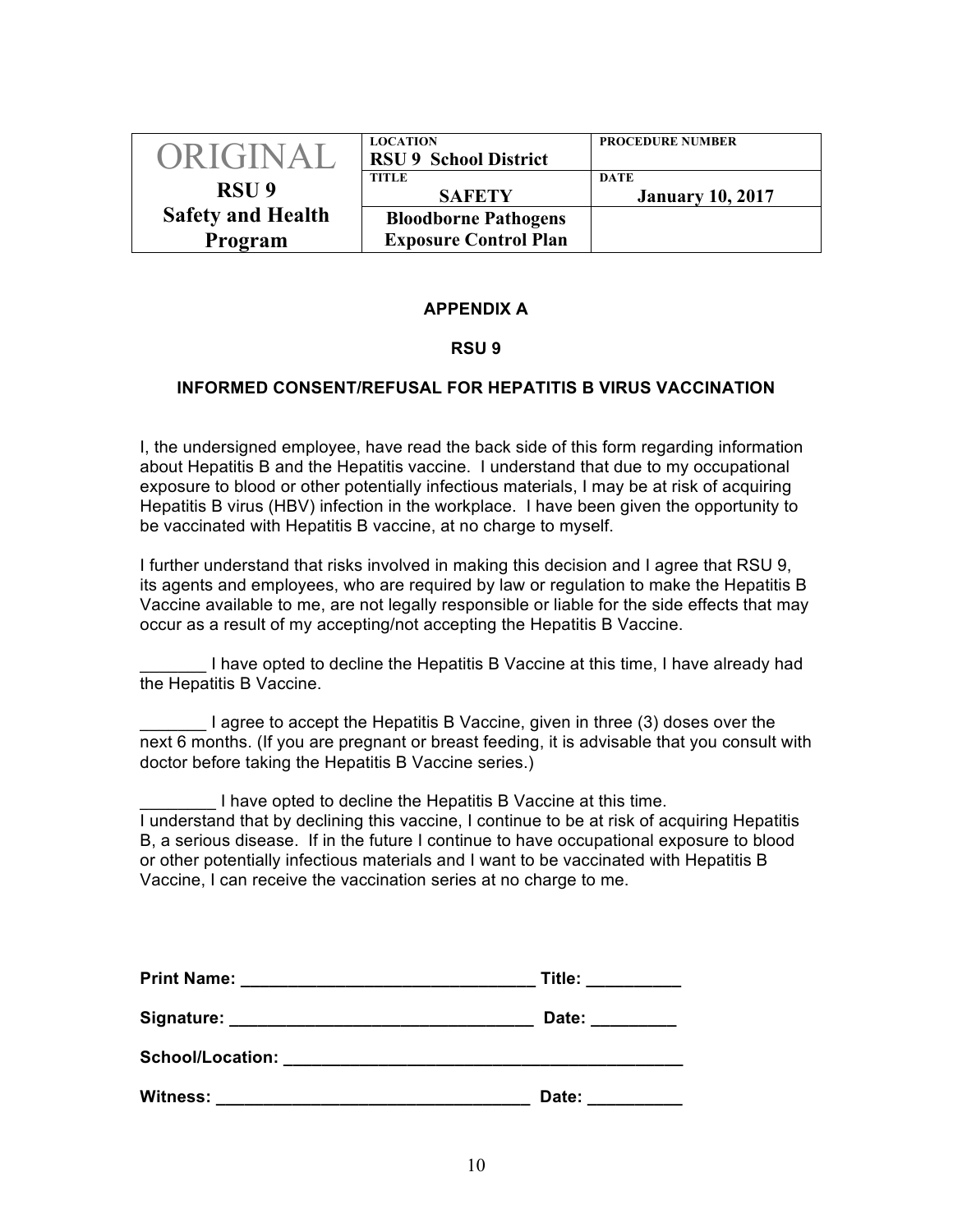| ORIGINAL<br>**RSU 9**<br>**Safety and Health Program** | LOCATION<br>**RSU 9 School District** | PROCEDURE NUMBER |
| --- | --- | --- |
| | TITLE<br>**SAFETY** | DATE<br>**January 10, 2017** |
| | **Bloodborne Pathogens Exposure Control Plan** | |

**APPENDIX A**

**RSU 9**

**INFORMED CONSENT/REFUSAL FOR HEPATITIS B VIRUS VACCINATION**

I, the undersigned employee, have read the back side of this form regarding information about Hepatitis B and the Hepatitis vaccine. I understand that due to my occupational exposure to blood or other potentially infectious materials, I may be at risk of acquiring Hepatitis B virus (HBV) infection in the workplace. I have been given the opportunity to be vaccinated with Hepatitis B vaccine, at no charge to myself.

I further understand that risks involved in making this decision and I agree that RSU 9, its agents and employees, who are required by law or regulation to make the Hepatitis B Vaccine available to me, are not legally responsible or liable for the side effects that may occur as a result of my accepting/not accepting the Hepatitis B Vaccine.

_______ I have opted to decline the Hepatitis B Vaccine at this time, I have already had the Hepatitis B Vaccine.

_______ I agree to accept the Hepatitis B Vaccine, given in three (3) doses over the next 6 months. (If you are pregnant or breast feeding, it is advisable that you consult with doctor before taking the Hepatitis B Vaccine series.)

________ I have opted to decline the Hepatitis B Vaccine at this time.
I understand that by declining this vaccine, I continue to be at risk of acquiring Hepatitis B, a serious disease. If in the future I continue to have occupational exposure to blood or other potentially infectious materials and I want to be vaccinated with Hepatitis B Vaccine, I can receive the vaccination series at no charge to me.

**Print Name:** _______________________________ **Title:** __________

**Signature:** ________________________________ **Date:** _________

**School/Location:** ___________________________________________

**Witness:** _________________________________ **Date:** __________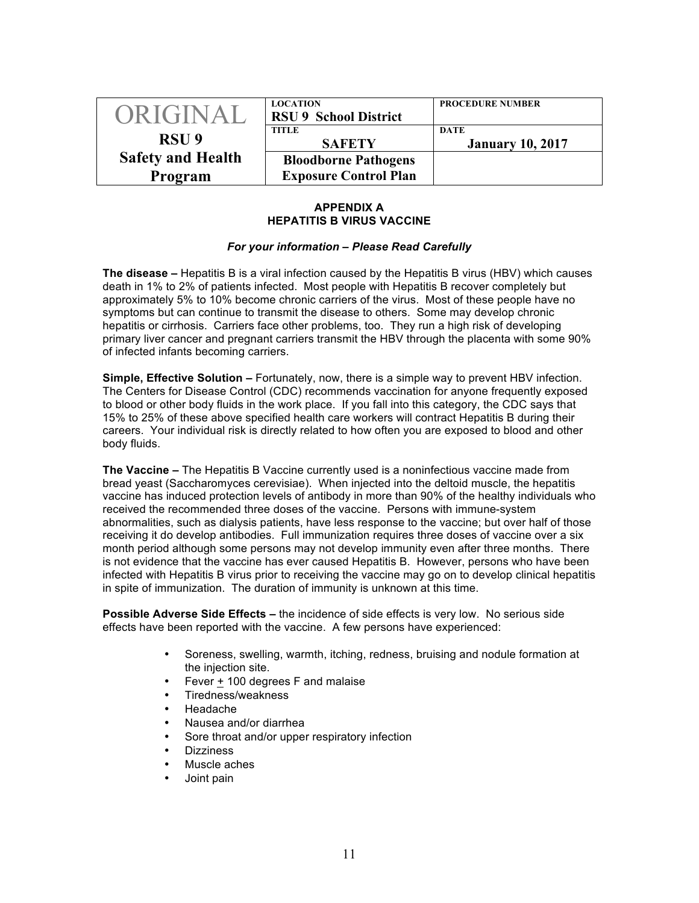| ORIGINAL RSU 9 Safety and Health Program | LOCATION RSU 9 School District | PROCEDURE NUMBER |
|---|---|---|
| | TITLE SAFETY | DATE January 10, 2017 |
| | Bloodborne Pathogens Exposure Control Plan | |

## APPENDIX A
## HEPATITIS B VIRUS VACCINE

***For your information – Please Read Carefully***

**The disease –** Hepatitis B is a viral infection caused by the Hepatitis B virus (HBV) which causes death in 1% to 2% of patients infected. Most people with Hepatitis B recover completely but approximately 5% to 10% become chronic carriers of the virus. Most of these people have no symptoms but can continue to transmit the disease to others. Some may develop chronic hepatitis or cirrhosis. Carriers face other problems, too. They run a high risk of developing primary liver cancer and pregnant carriers transmit the HBV through the placenta with some 90% of infected infants becoming carriers.

**Simple, Effective Solution –** Fortunately, now, there is a simple way to prevent HBV infection. The Centers for Disease Control (CDC) recommends vaccination for anyone frequently exposed to blood or other body fluids in the work place. If you fall into this category, the CDC says that 15% to 25% of these above specified health care workers will contract Hepatitis B during their careers. Your individual risk is directly related to how often you are exposed to blood and other body fluids.

**The Vaccine –** The Hepatitis B Vaccine currently used is a noninfectious vaccine made from bread yeast (Saccharomyces cerevisiae). When injected into the deltoid muscle, the hepatitis vaccine has induced protection levels of antibody in more than 90% of the healthy individuals who received the recommended three doses of the vaccine. Persons with immune-system abnormalities, such as dialysis patients, have less response to the vaccine; but over half of those receiving it do develop antibodies. Full immunization requires three doses of vaccine over a six month period although some persons may not develop immunity even after three months. There is not evidence that the vaccine has ever caused Hepatitis B. However, persons who have been infected with Hepatitis B virus prior to receiving the vaccine may go on to develop clinical hepatitis in spite of immunization. The duration of immunity is unknown at this time.

**Possible Adverse Side Effects –** the incidence of side effects is very low. No serious side effects have been reported with the vaccine. A few persons have experienced:

- Soreness, swelling, warmth, itching, redness, bruising and nodule formation at the injection site.
- Fever ± 100 degrees F and malaise
- Tiredness/weakness
- Headache
- Nausea and/or diarrhea
- Sore throat and/or upper respiratory infection
- Dizziness
- Muscle aches
- Joint pain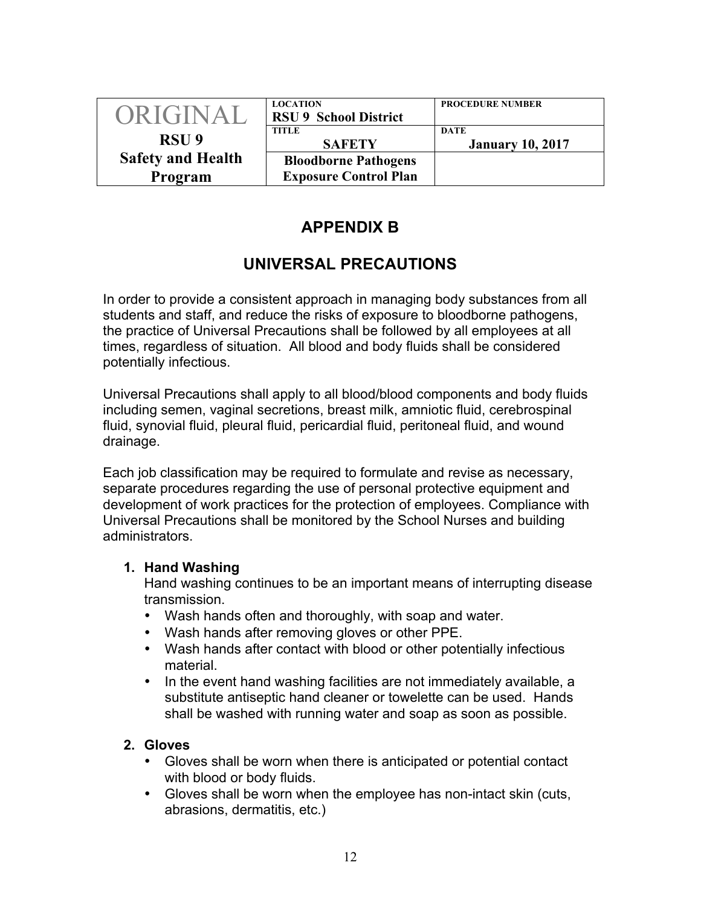| ORIGINAL RSU 9 Safety and Health Program | LOCATION RSU 9 School District | PROCEDURE NUMBER |
| --- | --- | --- |
| | TITLE SAFETY | DATE January 10, 2017 |
| | Bloodborne Pathogens Exposure Control Plan | |

## APPENDIX B

## UNIVERSAL PRECAUTIONS

In order to provide a consistent approach in managing body substances from all students and staff, and reduce the risks of exposure to bloodborne pathogens, the practice of Universal Precautions shall be followed by all employees at all times, regardless of situation. All blood and body fluids shall be considered potentially infectious.

Universal Precautions shall apply to all blood/blood components and body fluids including semen, vaginal secretions, breast milk, amniotic fluid, cerebrospinal fluid, synovial fluid, pleural fluid, pericardial fluid, peritoneal fluid, and wound drainage.

Each job classification may be required to formulate and revise as necessary, separate procedures regarding the use of personal protective equipment and development of work practices for the protection of employees. Compliance with Universal Precautions shall be monitored by the School Nurses and building administrators.

1. **Hand Washing**
   Hand washing continues to be an important means of interrupting disease transmission.
   - Wash hands often and thoroughly, with soap and water.
   - Wash hands after removing gloves or other PPE.
   - Wash hands after contact with blood or other potentially infectious material.
   - In the event hand washing facilities are not immediately available, a substitute antiseptic hand cleaner or towelette can be used. Hands shall be washed with running water and soap as soon as possible.

2. **Gloves**
   - Gloves shall be worn when there is anticipated or potential contact with blood or body fluids.
   - Gloves shall be worn when the employee has non-intact skin (cuts, abrasions, dermatitis, etc.)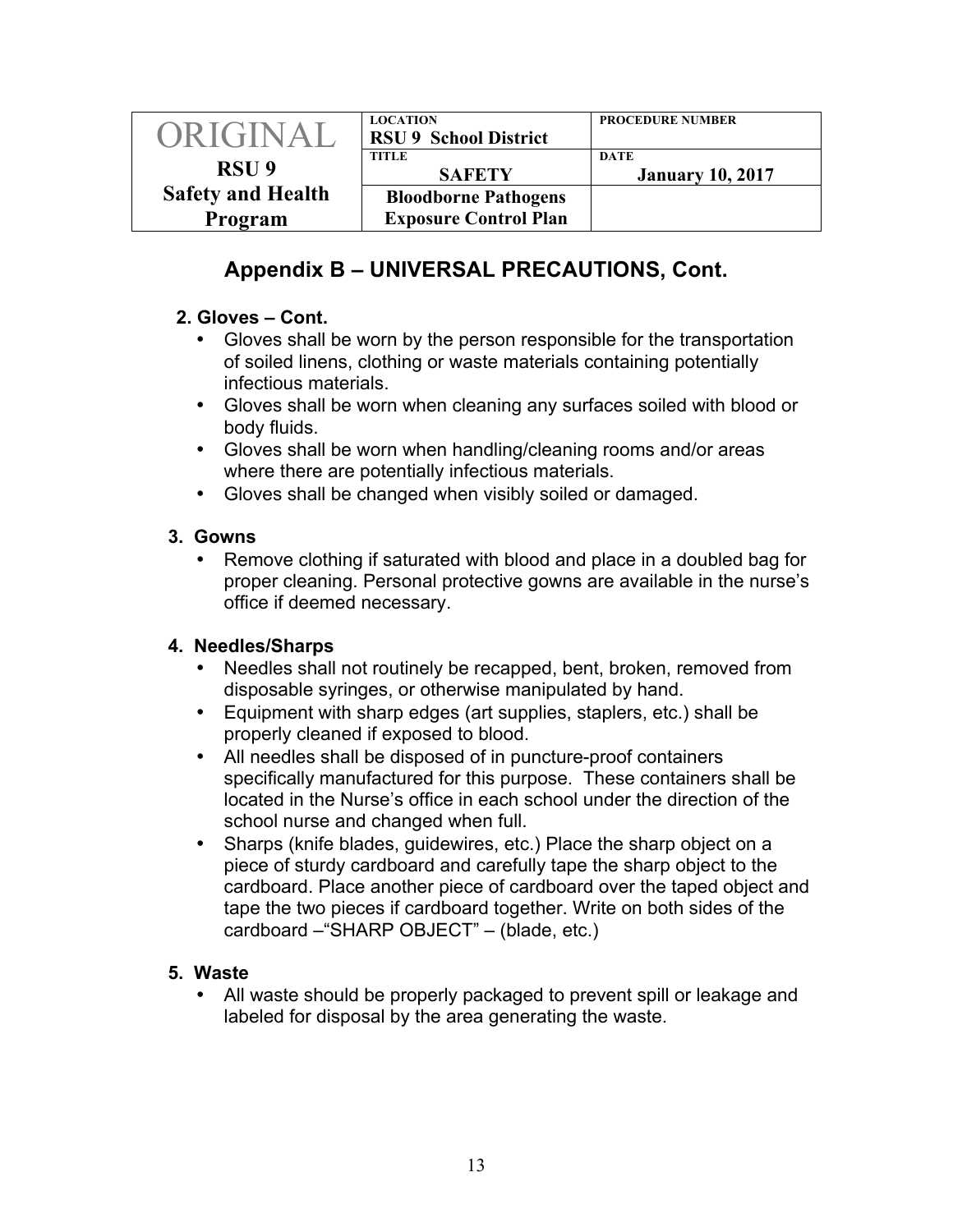## Appendix B – UNIVERSAL PRECAUTIONS, Cont.

**2. Gloves – Cont.**

- Gloves shall be worn by the person responsible for the transportation of soiled linens, clothing or waste materials containing potentially infectious materials.
- Gloves shall be worn when cleaning any surfaces soiled with blood or body fluids.
- Gloves shall be worn when handling/cleaning rooms and/or areas where there are potentially infectious materials.
- Gloves shall be changed when visibly soiled or damaged.

**3. Gowns**

- Remove clothing if saturated with blood and place in a doubled bag for proper cleaning. Personal protective gowns are available in the nurse's office if deemed necessary.

**4. Needles/Sharps**

- Needles shall not routinely be recapped, bent, broken, removed from disposable syringes, or otherwise manipulated by hand.
- Equipment with sharp edges (art supplies, staplers, etc.) shall be properly cleaned if exposed to blood.
- All needles shall be disposed of in puncture-proof containers specifically manufactured for this purpose. These containers shall be located in the Nurse's office in each school under the direction of the school nurse and changed when full.
- Sharps (knife blades, guidewires, etc.) Place the sharp object on a piece of sturdy cardboard and carefully tape the sharp object to the cardboard. Place another piece of cardboard over the taped object and tape the two pieces if cardboard together. Write on both sides of the cardboard –"SHARP OBJECT" – (blade, etc.)

**5. Waste**

- All waste should be properly packaged to prevent spill or leakage and labeled for disposal by the area generating the waste.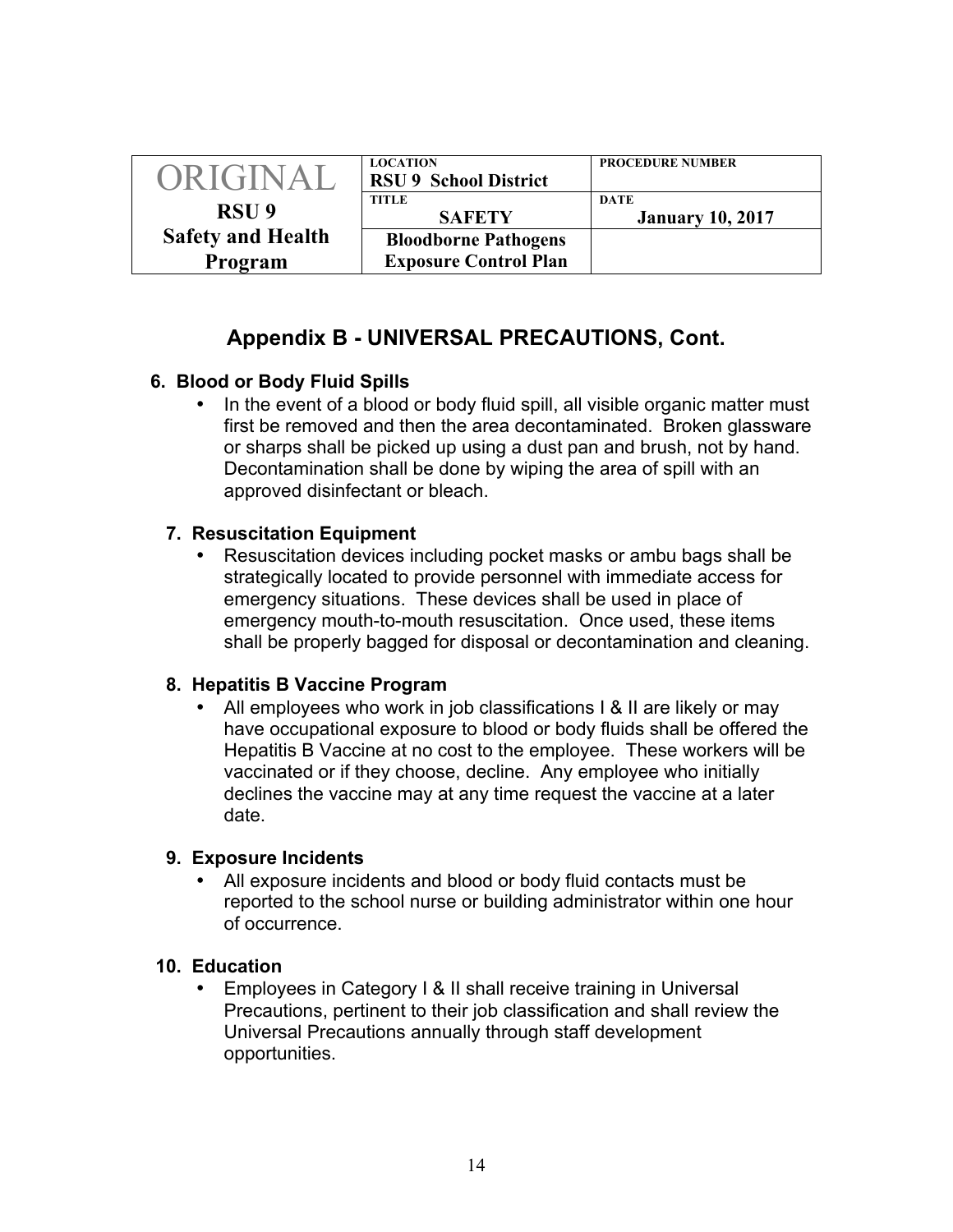| ORIGINAL<br>**RSU 9**<br>**Safety and Health Program** | LOCATION<br>**RSU 9 School District** | PROCEDURE NUMBER |
|---|---|---|
| | TITLE<br>**SAFETY** | DATE<br>**January 10, 2017** |
| | **Bloodborne Pathogens Exposure Control Plan** | |

## Appendix B - UNIVERSAL PRECAUTIONS, Cont.

**6. Blood or Body Fluid Spills**

- In the event of a blood or body fluid spill, all visible organic matter must first be removed and then the area decontaminated. Broken glassware or sharps shall be picked up using a dust pan and brush, not by hand. Decontamination shall be done by wiping the area of spill with an approved disinfectant or bleach.

**7. Resuscitation Equipment**

- Resuscitation devices including pocket masks or ambu bags shall be strategically located to provide personnel with immediate access for emergency situations. These devices shall be used in place of emergency mouth-to-mouth resuscitation. Once used, these items shall be properly bagged for disposal or decontamination and cleaning.

**8. Hepatitis B Vaccine Program**

- All employees who work in job classifications I & II are likely or may have occupational exposure to blood or body fluids shall be offered the Hepatitis B Vaccine at no cost to the employee. These workers will be vaccinated or if they choose, decline. Any employee who initially declines the vaccine may at any time request the vaccine at a later date.

**9. Exposure Incidents**

- All exposure incidents and blood or body fluid contacts must be reported to the school nurse or building administrator within one hour of occurrence.

**10. Education**

- Employees in Category I & II shall receive training in Universal Precautions, pertinent to their job classification and shall review the Universal Precautions annually through staff development opportunities.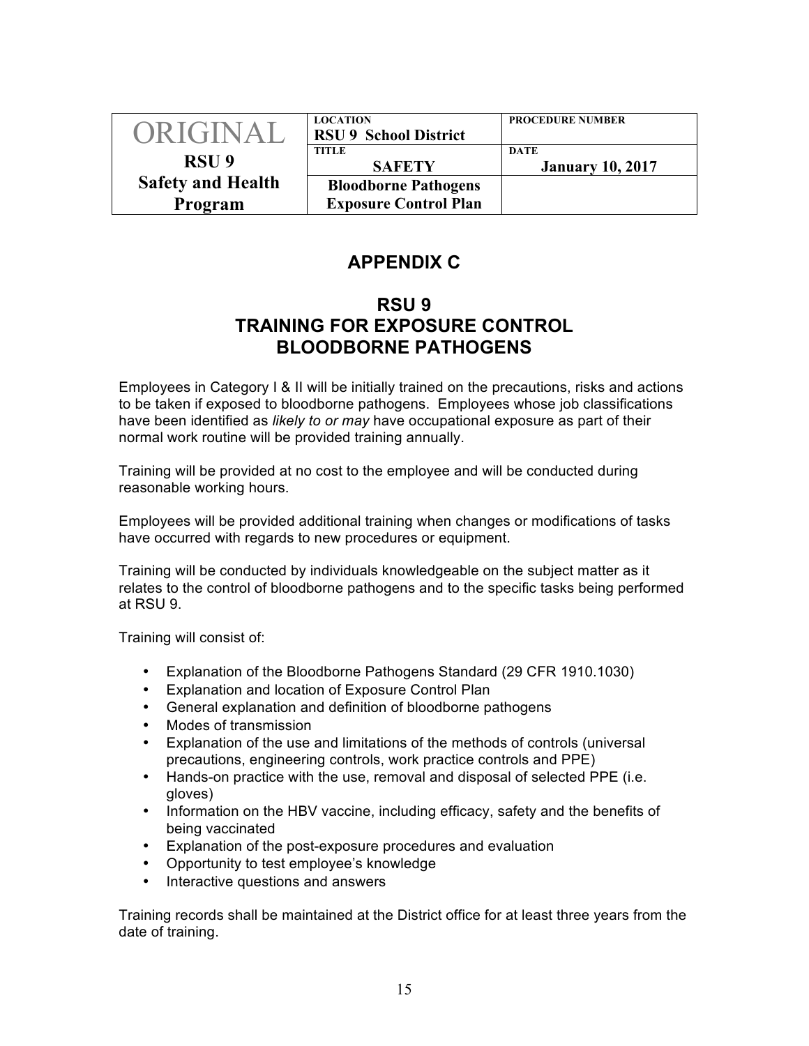| ORIGINAL RSU 9 Safety and Health Program | LOCATION **RSU 9 School District** | PROCEDURE NUMBER |
| --- | --- | --- |
| | TITLE **SAFETY** | DATE **January 10, 2017** |
| | **Bloodborne Pathogens Exposure Control Plan** | |

# APPENDIX C

## RSU 9
## TRAINING FOR EXPOSURE CONTROL
## BLOODBORNE PATHOGENS

Employees in Category I & II will be initially trained on the precautions, risks and actions to be taken if exposed to bloodborne pathogens. Employees whose job classifications have been identified as *likely to or may* have occupational exposure as part of their normal work routine will be provided training annually.

Training will be provided at no cost to the employee and will be conducted during reasonable working hours.

Employees will be provided additional training when changes or modifications of tasks have occurred with regards to new procedures or equipment.

Training will be conducted by individuals knowledgeable on the subject matter as it relates to the control of bloodborne pathogens and to the specific tasks being performed at RSU 9.

Training will consist of:

- Explanation of the Bloodborne Pathogens Standard (29 CFR 1910.1030)
- Explanation and location of Exposure Control Plan
- General explanation and definition of bloodborne pathogens
- Modes of transmission
- Explanation of the use and limitations of the methods of controls (universal precautions, engineering controls, work practice controls and PPE)
- Hands-on practice with the use, removal and disposal of selected PPE (i.e. gloves)
- Information on the HBV vaccine, including efficacy, safety and the benefits of being vaccinated
- Explanation of the post-exposure procedures and evaluation
- Opportunity to test employee's knowledge
- Interactive questions and answers

Training records shall be maintained at the District office for at least three years from the date of training.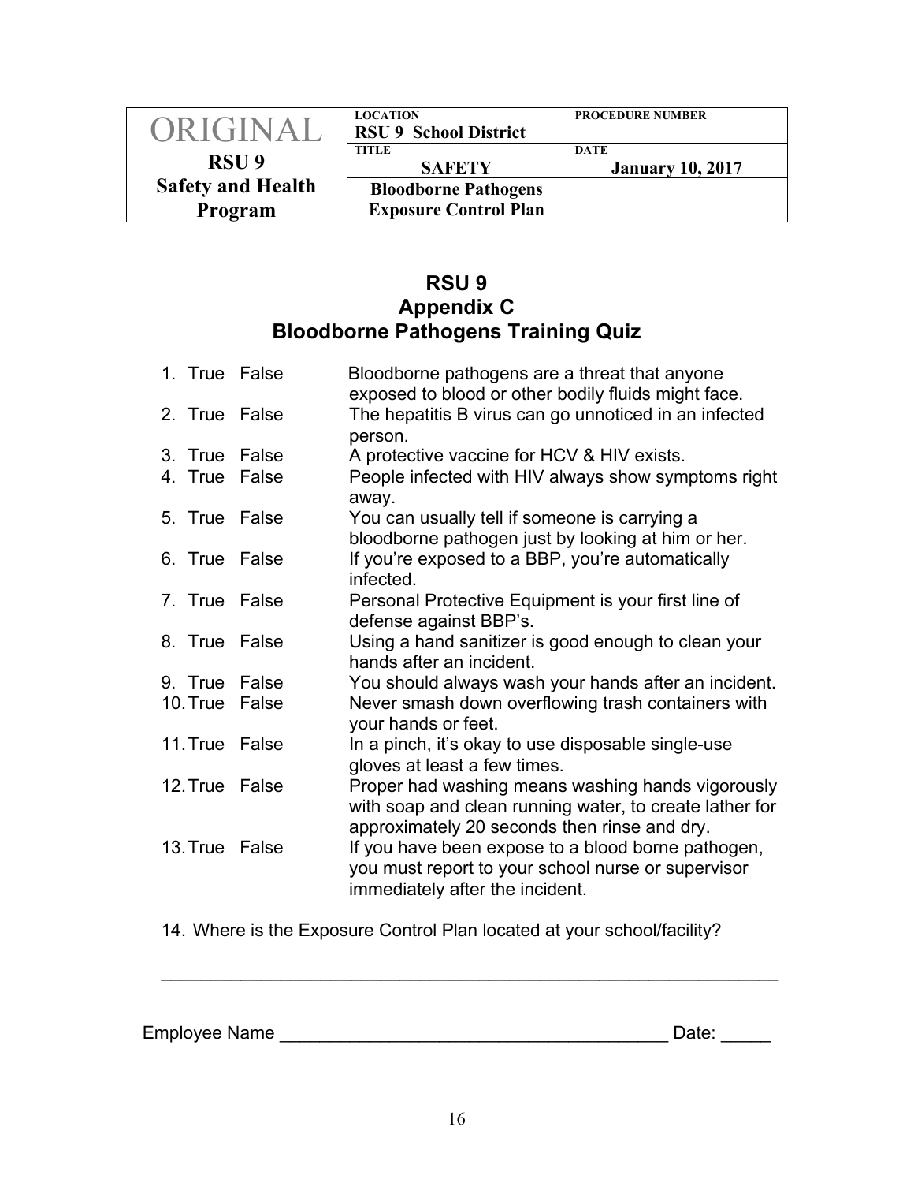| ORIGINAL RSU 9 Safety and Health Program | LOCATION RSU 9 School District | PROCEDURE NUMBER |
|---|---|---|
| | TITLE SAFETY | DATE January 10, 2017 |
| | Bloodborne Pathogens Exposure Control Plan | |

## RSU 9
## Appendix C
## Bloodborne Pathogens Training Quiz

1. True False Bloodborne pathogens are a threat that anyone exposed to blood or other bodily fluids might face.
2. True False The hepatitis B virus can go unnoticed in an infected person.
3. True False A protective vaccine for HCV & HIV exists.
4. True False People infected with HIV always show symptoms right away.
5. True False You can usually tell if someone is carrying a bloodborne pathogen just by looking at him or her.
6. True False If you're exposed to a BBP, you're automatically infected.
7. True False Personal Protective Equipment is your first line of defense against BBP's.
8. True False Using a hand sanitizer is good enough to clean your hands after an incident.
9. True False You should always wash your hands after an incident.
10. True False Never smash down overflowing trash containers with your hands or feet.
11. True False In a pinch, it's okay to use disposable single-use gloves at least a few times.
12. True False Proper had washing means washing hands vigorously with soap and clean running water, to create lather for approximately 20 seconds then rinse and dry.
13. True False If you have been expose to a blood borne pathogen, you must report to your school nurse or supervisor immediately after the incident.
14. Where is the Exposure Control Plan located at your school/facility?

_______________________________________________________________

Employee Name _______________________________________ Date: _____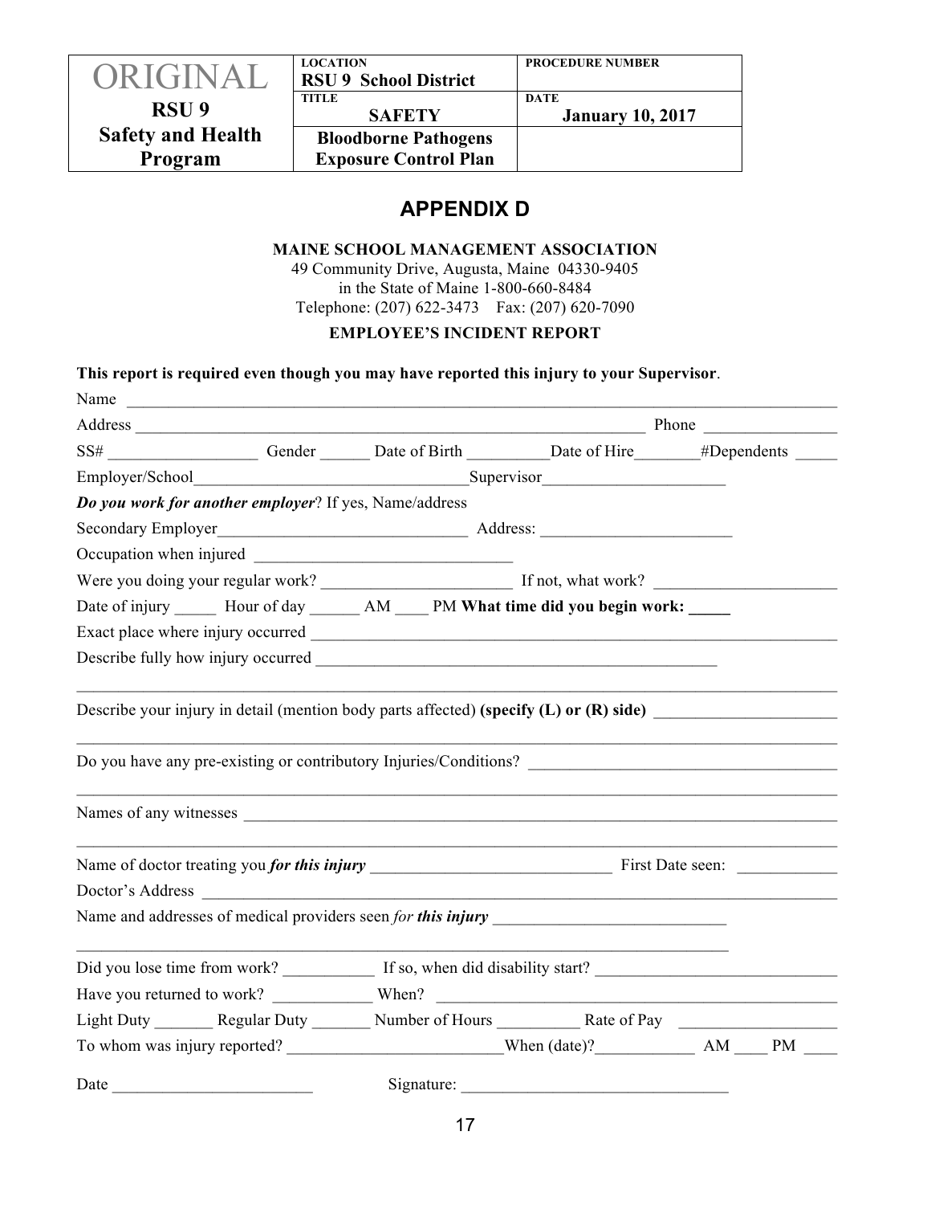| ORIGINAL RSU 9 Safety and Health Program | LOCATION RSU 9 School District | PROCEDURE NUMBER |
|---|---|---|
| | TITLE SAFETY | DATE January 10, 2017 |
| | Bloodborne Pathogens Exposure Control Plan | |

## APPENDIX D

**MAINE SCHOOL MANAGEMENT ASSOCIATION**
49 Community Drive, Augusta, Maine 04330-9405
in the State of Maine 1-800-660-8484
Telephone: (207) 622-3473 Fax: (207) 620-7090

**EMPLOYEE'S INCIDENT REPORT**

**This report is required even though you may have reported this injury to your Supervisor**.

Name ______________________________________________________________________________

Address _______________________________________________________ Phone _______________

SS# _________________ Gender ______ Date of Birth _________Date of Hire_______#Dependents _____

Employer/School________________________________Supervisor_____________________

***Do you work for another employer***? If yes, Name/address

Secondary Employer______________________________ Address: ______________________

Occupation when injured ______________________________

Were you doing your regular work? ______________________ If not, what work? _____________________

Date of injury _____ Hour of day ______ AM ____ PM **What time did you begin work: _____**

Exact place where injury occurred ___________________________________________________________

Describe fully how injury occurred ________________________________________________

______________________________________________________________________________

Describe your injury in detail (mention body parts affected) **(specify (L) or (R) side)** _____________________

______________________________________________________________________________

Do you have any pre-existing or contributory Injuries/Conditions? ____________________________________

______________________________________________________________________________

Names of any witnesses ____________________________________________________________________

______________________________________________________________________________

Name of doctor treating you ***for this injury*** _____________________________ First Date seen: ___________

Doctor's Address __________________________________________________________________________

Name and addresses of medical providers seen *for* ***this injury*** ____________________________

______________________________________________________________________________

Did you lose time from work? __________ If so, when did disability start? ____________________________

Have you returned to work? ___________ When? _______________________________________________

Light Duty _______ Regular Duty _______ Number of Hours _________ Rate of Pay ___________________

To whom was injury reported? _________________________When (date)?___________ AM ____ PM ____

Date ________________________ Signature: ________________________________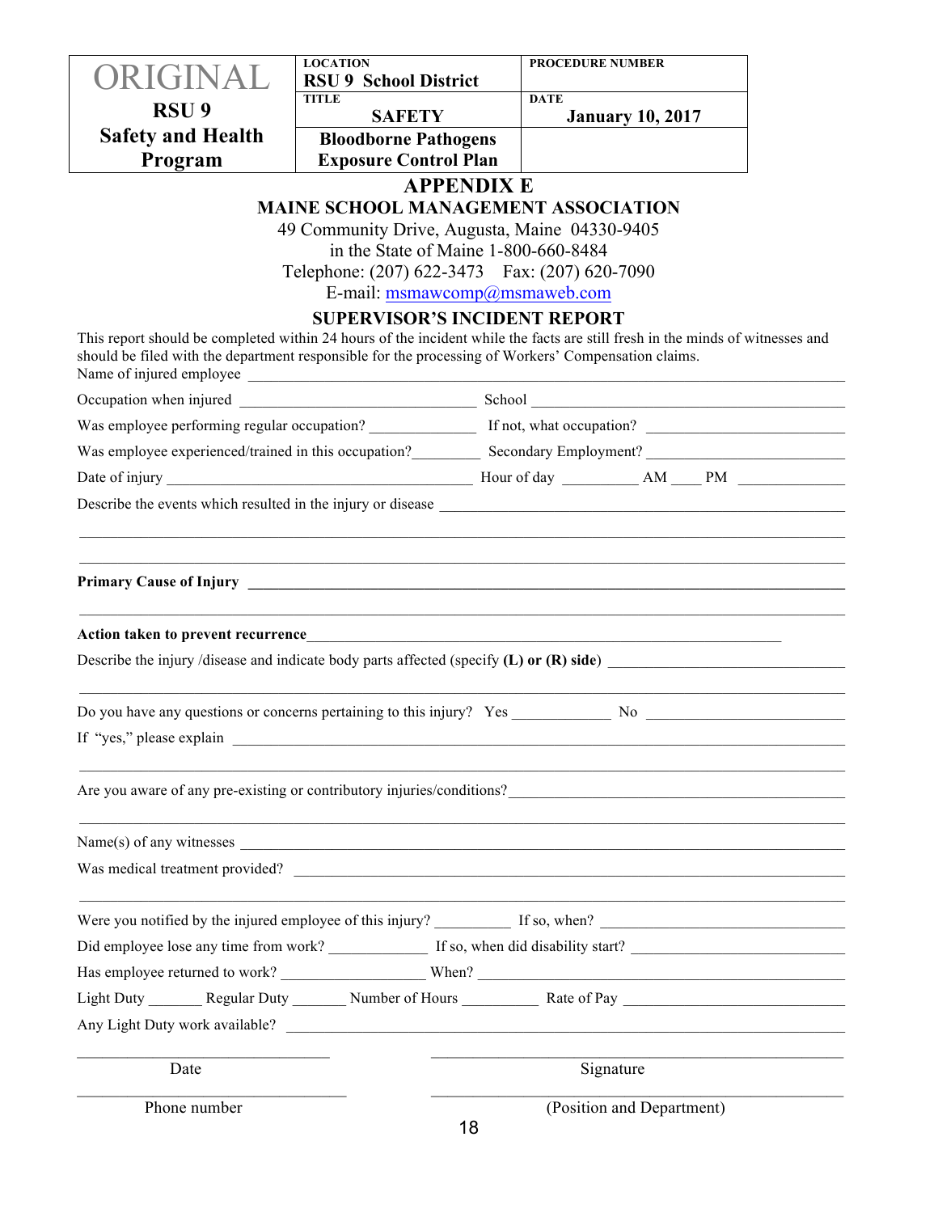| ORIGINAL RSU 9 Safety and Health Program | LOCATION RSU 9 School District | PROCEDURE NUMBER |
|---|---|---|
| | TITLE **SAFETY** | DATE **January 10, 2017** |
| | **Bloodborne Pathogens Exposure Control Plan** | |

# APPENDIX E

## MAINE SCHOOL MANAGEMENT ASSOCIATION

49 Community Drive, Augusta, Maine 04330-9405
in the State of Maine 1-800-660-8484
Telephone: (207) 622-3473 Fax: (207) 620-7090
E-mail: msmawcomp@msmaweb.com

## SUPERVISOR'S INCIDENT REPORT

This report should be completed within 24 hours of the incident while the facts are still fresh in the minds of witnesses and should be filed with the department responsible for the processing of Workers' Compensation claims.

Name of injured employee ______________________________________________

Occupation when injured ______________________ School ______________________

Was employee performing regular occupation? __________ If not, what occupation? ______________

Was employee experienced/trained in this occupation?________ Secondary Employment? ______________

Date of injury ______________________________ Hour of day ________ AM ____ PM __________

Describe the events which resulted in the injury or disease ______________________________

______________________________________________________________________

______________________________________________________________________

**Primary Cause of Injury** ______________________________________________

______________________________________________________________________

**Action taken to prevent recurrence**______________________________________________

Describe the injury /disease and indicate body parts affected (specify **(L) or (R) side**) ______________

______________________________________________________________________

Do you have any questions or concerns pertaining to this injury? Yes __________ No ______________

If "yes," please explain ______________________________________________

______________________________________________________________________

Are you aware of any pre-existing or contributory injuries/conditions?______________________

______________________________________________________________________

Name(s) of any witnesses ______________________________________________

Was medical treatment provided? ______________________________________________

______________________________________________________________________

Were you notified by the injured employee of this injury? ________ If so, when? ______________

Did employee lose any time from work? __________ If so, when did disability start? ______________

Has employee returned to work? ______________ When? ______________________________

Light Duty ______ Regular Duty ______ Number of Hours ________ Rate of Pay ______________

Any Light Duty work available? ______________________________________________

______________________ ______________________________
Date Signature

______________________ ______________________________
Phone number (Position and Department)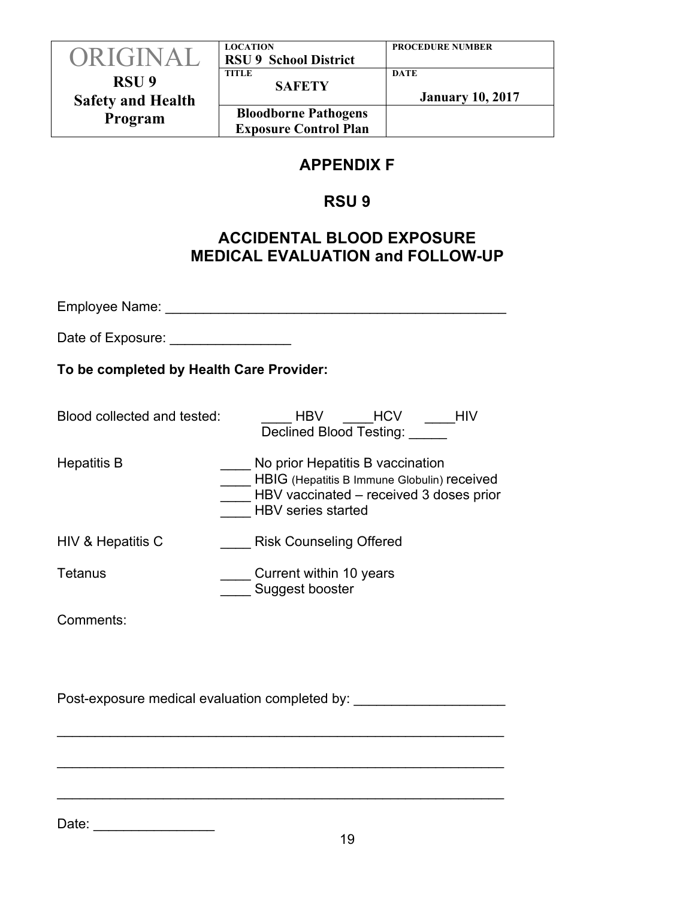| ORIGINAL RSU 9 Safety and Health Program | LOCATION RSU 9 School District | PROCEDURE NUMBER |
| --- | --- | --- |
| | TITLE SAFETY | DATE January 10, 2017 |
| | Bloodborne Pathogens Exposure Control Plan | |

## APPENDIX F

## RSU 9

## ACCIDENTAL BLOOD EXPOSURE MEDICAL EVALUATION and FOLLOW-UP

Employee Name: _______________________________________________

Date of Exposure: ________________

**To be completed by Health Care Provider:**

Blood collected and tested: ____ HBV ____HCV ____HIV
Declined Blood Testing: _____

Hepatitis B
____ No prior Hepatitis B vaccination
____ HBIG (Hepatitis B Immune Globulin) received
____ HBV vaccinated – received 3 doses prior
____ HBV series started

HIV & Hepatitis C
____ Risk Counseling Offered

Tetanus
____ Current within 10 years
____ Suggest booster

Comments:

Post-exposure medical evaluation completed by: ____________________

_____________________________________________________________

_____________________________________________________________

_____________________________________________________________

Date: ________________